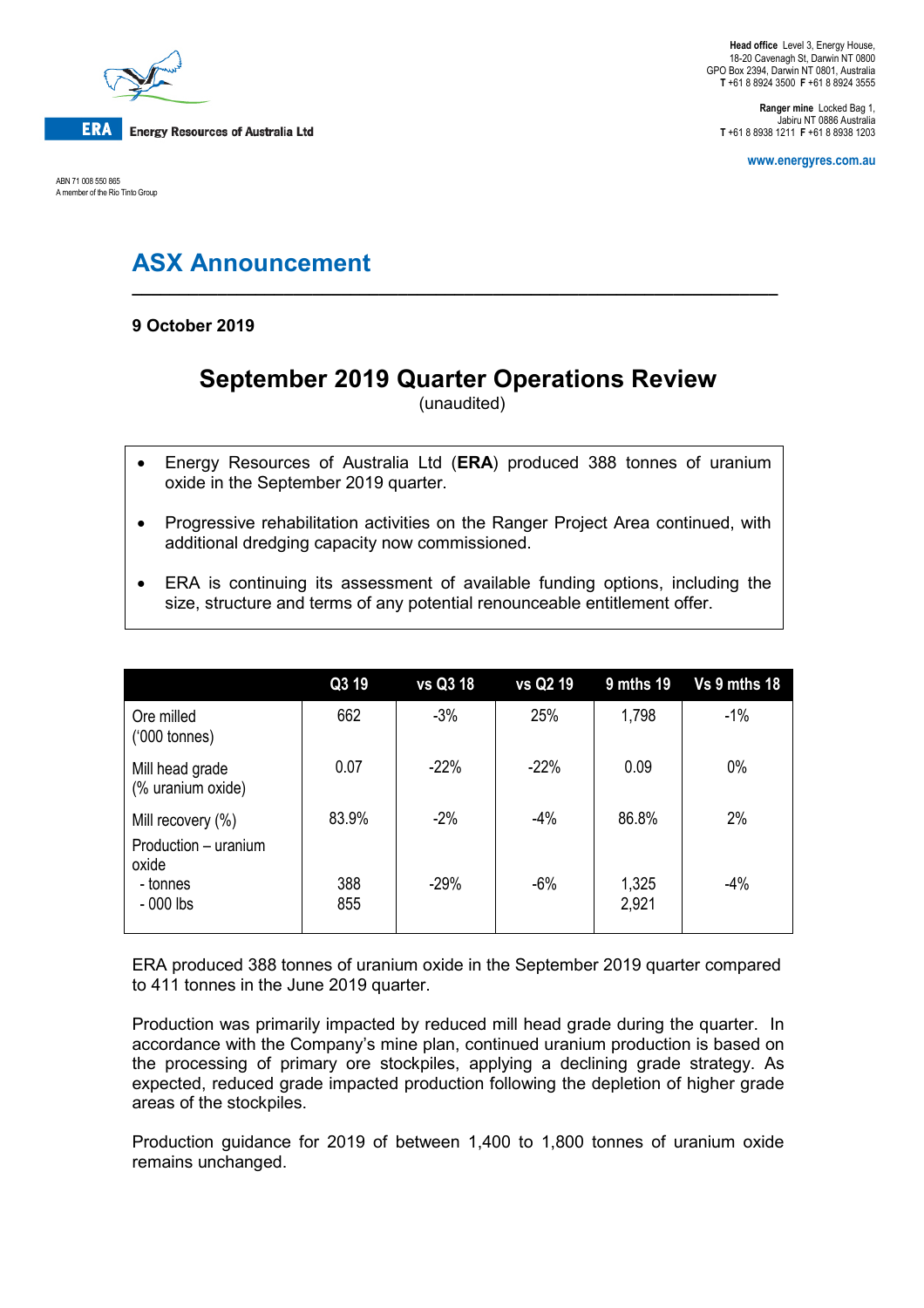**Head office** Level 3, Energy House, 18-20 Cavenagh St, Darwin NT 0800
GPO Box 2394, Darwin NT 0801, Australia
**T** +61 8 8924 3500 **F** +61 8 8924 3555

**Ranger mine** Locked Bag 1, Jabiru NT 0886 Australia
**T** +61 8 8938 1211 **F** +61 8 8938 1203

www.energyres.com.au

**ERA** Energy Resources of Australia Ltd

ABN 71 008 550 865
A member of the Rio Tinto Group

# ASX Announcement

**9 October 2019**

## September 2019 Quarter Operations Review

(unaudited)

- Energy Resources of Australia Ltd (**ERA**) produced 388 tonnes of uranium oxide in the September 2019 quarter.
- Progressive rehabilitation activities on the Ranger Project Area continued, with additional dredging capacity now commissioned.
- ERA is continuing its assessment of available funding options, including the size, structure and terms of any potential renounceable entitlement offer.

| | Q3 19 | vs Q3 18 | vs Q2 19 | 9 mths 19 | Vs 9 mths 18 |
|---|---|---|---|---|---|
| Ore milled ('000 tonnes) | 662 | -3% | 25% | 1,798 | -1% |
| Mill head grade (% uranium oxide) | 0.07 | -22% | -22% | 0.09 | 0% |
| Mill recovery (%) | 83.9% | -2% | -4% | 86.8% | 2% |
| Production – uranium oxide | | | | | |
| - tonnes | 388 | -29% | -6% | 1,325 | -4% |
| - 000 lbs | 855 | | | 2,921 | |

ERA produced 388 tonnes of uranium oxide in the September 2019 quarter compared to 411 tonnes in the June 2019 quarter.

Production was primarily impacted by reduced mill head grade during the quarter. In accordance with the Company's mine plan, continued uranium production is based on the processing of primary ore stockpiles, applying a declining grade strategy. As expected, reduced grade impacted production following the depletion of higher grade areas of the stockpiles.

Production guidance for 2019 of between 1,400 to 1,800 tonnes of uranium oxide remains unchanged.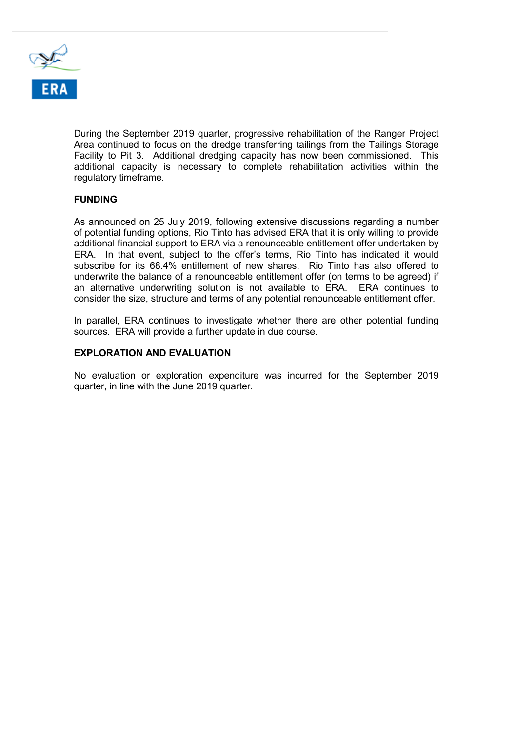During the September 2019 quarter, progressive rehabilitation of the Ranger Project Area continued to focus on the dredge transferring tailings from the Tailings Storage Facility to Pit 3. Additional dredging capacity has now been commissioned. This additional capacity is necessary to complete rehabilitation activities within the regulatory timeframe.

**FUNDING**

As announced on 25 July 2019, following extensive discussions regarding a number of potential funding options, Rio Tinto has advised ERA that it is only willing to provide additional financial support to ERA via a renounceable entitlement offer undertaken by ERA. In that event, subject to the offer's terms, Rio Tinto has indicated it would subscribe for its 68.4% entitlement of new shares. Rio Tinto has also offered to underwrite the balance of a renounceable entitlement offer (on terms to be agreed) if an alternative underwriting solution is not available to ERA. ERA continues to consider the size, structure and terms of any potential renounceable entitlement offer.

In parallel, ERA continues to investigate whether there are other potential funding sources. ERA will provide a further update in due course.

**EXPLORATION AND EVALUATION**

No evaluation or exploration expenditure was incurred for the September 2019 quarter, in line with the June 2019 quarter.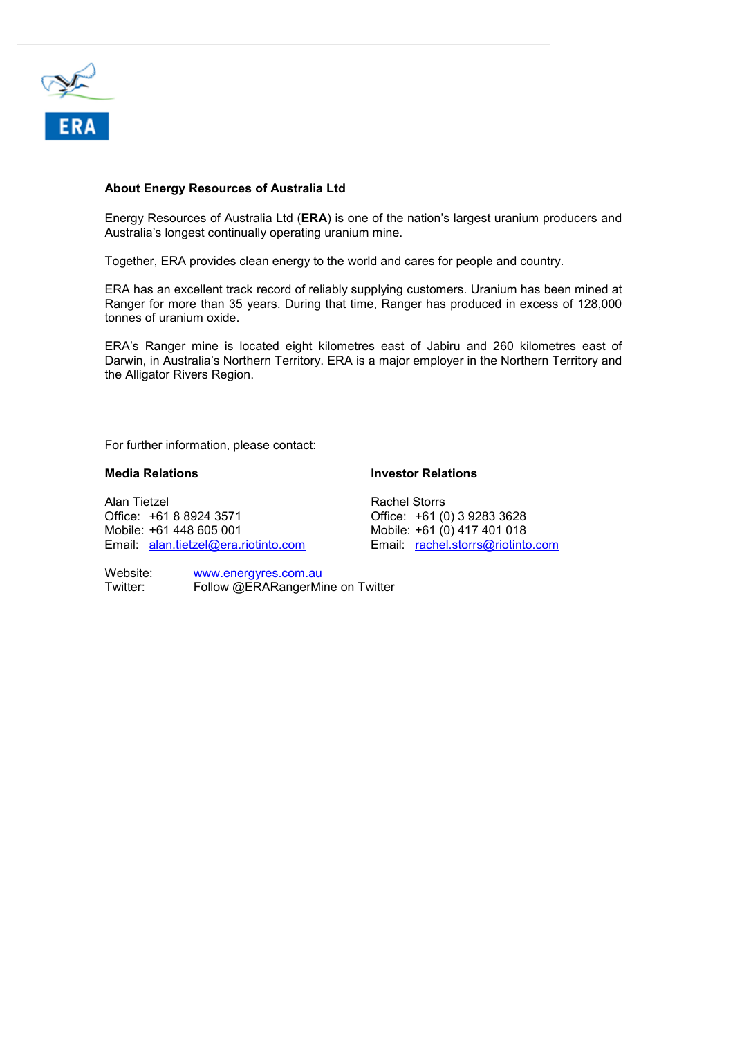**About Energy Resources of Australia Ltd**

Energy Resources of Australia Ltd (**ERA**) is one of the nation's largest uranium producers and Australia's longest continually operating uranium mine.

Together, ERA provides clean energy to the world and cares for people and country.

ERA has an excellent track record of reliably supplying customers. Uranium has been mined at Ranger for more than 35 years. During that time, Ranger has produced in excess of 128,000 tonnes of uranium oxide.

ERA's Ranger mine is located eight kilometres east of Jabiru and 260 kilometres east of Darwin, in Australia's Northern Territory. ERA is a major employer in the Northern Territory and the Alligator Rivers Region.

For further information, please contact:

**Media Relations**

Alan Tietzel
Office: +61 8 8924 3571
Mobile: +61 448 605 001
Email: alan.tietzel@era.riotinto.com

**Investor Relations**

Rachel Storrs
Office: +61 (0) 3 9283 3628
Mobile: +61 (0) 417 401 018
Email: rachel.storrs@riotinto.com

Website: www.energyres.com.au
Twitter: Follow @ERARangerMine on Twitter